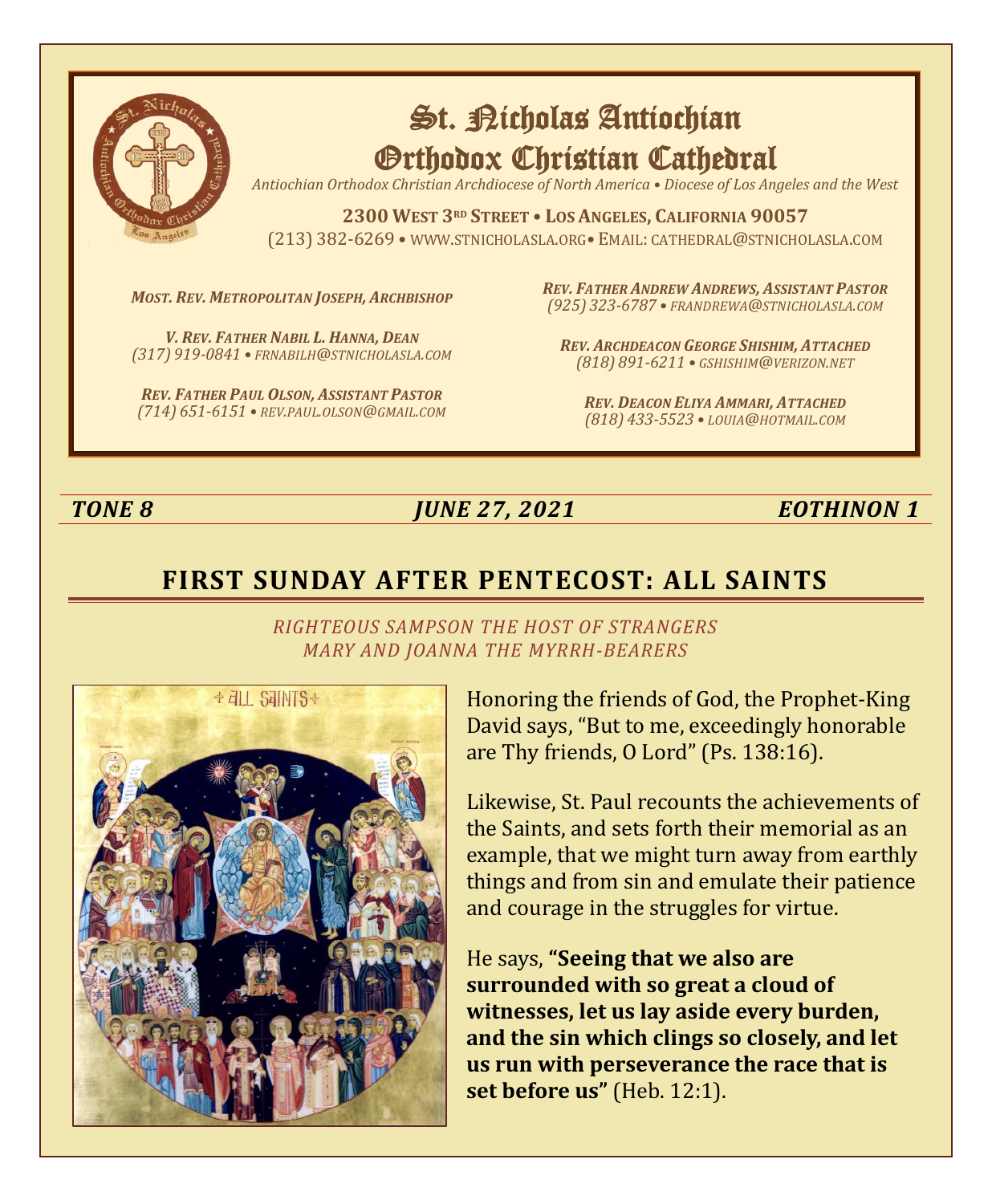# St. Nicholas Antiochian Orthodox Christian Cathedral

*Antiochian Orthodox Christian Archdiocese of North America • Diocese of Los Angeles and the West*

**2300 West 3rd Street • Los Angeles, California 90057**
(213) 382-6269 • www.stnicholasla.org• Email: cathedral@stnicholasla.com

***Most. Rev. Metropolitan Joseph, Archbishop***

***V. Rev. Father Nabil L. Hanna, Dean***
*(317) 919-0841 • frnabilh@stnicholasla.com*

***Rev. Father Paul Olson, Assistant Pastor***
*(714) 651-6151 • rev.paul.olson@gmail.com*

***Rev. Father Andrew Andrews, Assistant Pastor***
*(925) 323-6787 • frandrewa@stnicholasla.com*

***Rev. Archdeacon George Shishim, Attached***
*(818) 891-6211 • gshishim@verizon.net*

***Rev. Deacon Eliya Ammari, Attached***
*(818) 433-5523 • louia@hotmail.com*

***TONE 8*** ***JUNE 27, 2021*** ***EOTHINON 1***

## FIRST SUNDAY AFTER PENTECOST: ALL SAINTS

*RIGHTEOUS SAMPSON THE HOST OF STRANGERS*
*MARY AND JOANNA THE MYRRH-BEARERS*

Honoring the friends of God, the Prophet-King David says, "But to me, exceedingly honorable are Thy friends, O Lord" (Ps. 138:16).

Likewise, St. Paul recounts the achievements of the Saints, and sets forth their memorial as an example, that we might turn away from earthly things and from sin and emulate their patience and courage in the struggles for virtue.

He says, **"Seeing that we also are surrounded with so great a cloud of witnesses, let us lay aside every burden, and the sin which clings so closely, and let us run with perseverance the race that is set before us"** (Heb. 12:1).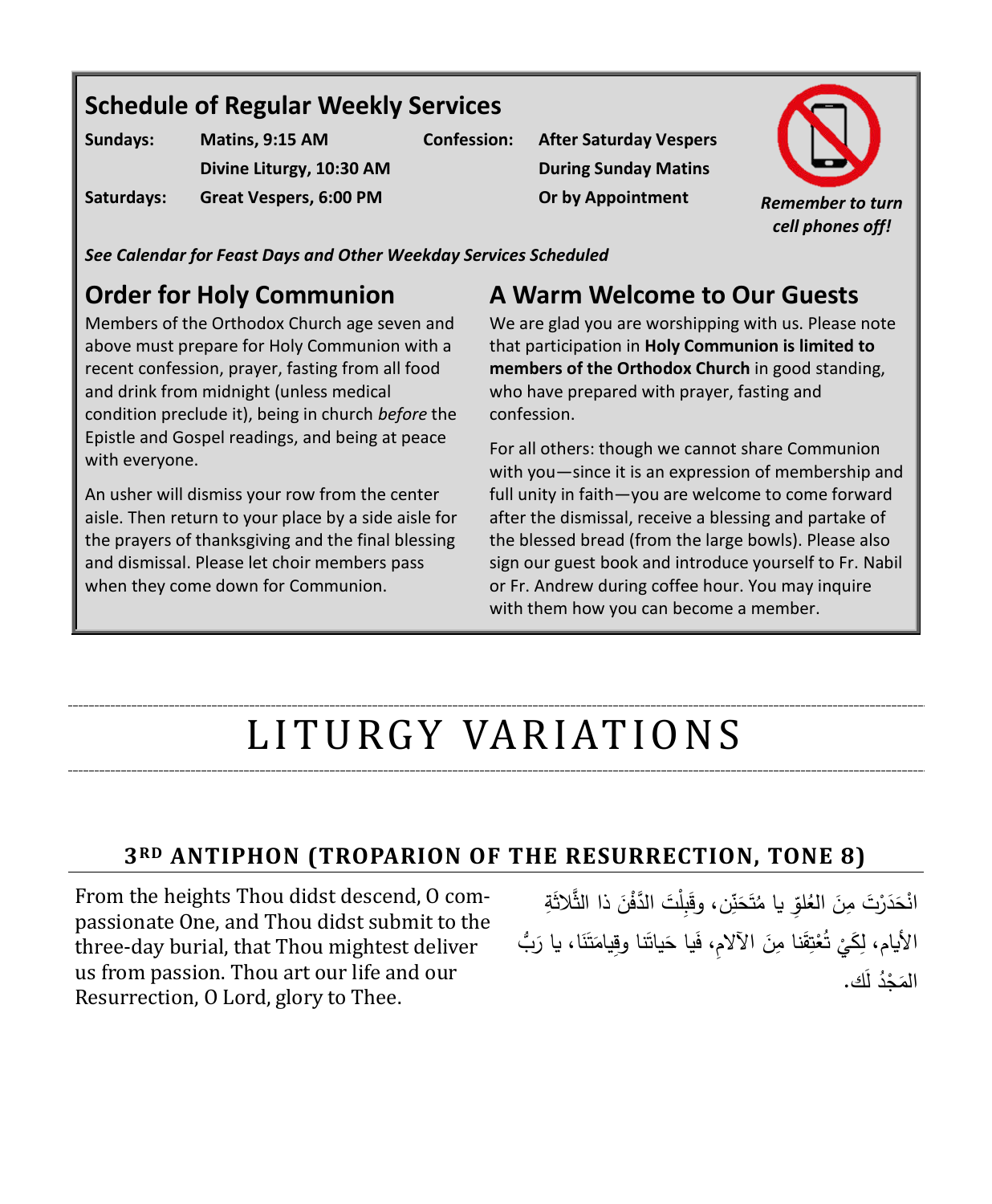## Schedule of Regular Weekly Services

| | | | |
|---|---|---|---|
| **Sundays:** | **Matins, 9:15 AM** | **Confession:** | **After Saturday Vespers** |
| | **Divine Liturgy, 10:30 AM** | | **During Sunday Matins** |
| **Saturdays:** | **Great Vespers, 6:00 PM** | | **Or by Appointment** |

***Remember to turn cell phones off!***

***See Calendar for Feast Days and Other Weekday Services Scheduled***

## Order for Holy Communion

Members of the Orthodox Church age seven and above must prepare for Holy Communion with a recent confession, prayer, fasting from all food and drink from midnight (unless medical condition preclude it), being in church *before* the Epistle and Gospel readings, and being at peace with everyone.

An usher will dismiss your row from the center aisle. Then return to your place by a side aisle for the prayers of thanksgiving and the final blessing and dismissal. Please let choir members pass when they come down for Communion.

## A Warm Welcome to Our Guests

We are glad you are worshipping with us. Please note that participation in **Holy Communion is limited to members of the Orthodox Church** in good standing, who have prepared with prayer, fasting and confession.

For all others: though we cannot share Communion with you—since it is an expression of membership and full unity in faith—you are welcome to come forward after the dismissal, receive a blessing and partake of the blessed bread (from the large bowls). Please also sign our guest book and introduce yourself to Fr. Nabil or Fr. Andrew during coffee hour. You may inquire with them how you can become a member.

# LITURGY VARIATIONS

### 3RD ANTIPHON (TROPARION OF THE RESURRECTION, TONE 8)

From the heights Thou didst descend, O compassionate One, and Thou didst submit to the three-day burial, that Thou mightest deliver us from passion. Thou art our life and our Resurrection, O Lord, glory to Thee.

انْحَدَرْتَ مِنَ العُلوِّ يا مُتَحَنِّن، وقَبِلْتَ الدَّفْنَ ذا الثَّلاثَةِ الأيام، لِكَيْ تُعْتِقَنا مِنَ الآلامِ، فَيا حَياتَنا وقِيامَتَنَا، يا رَبُّ المَجْدُ لَك.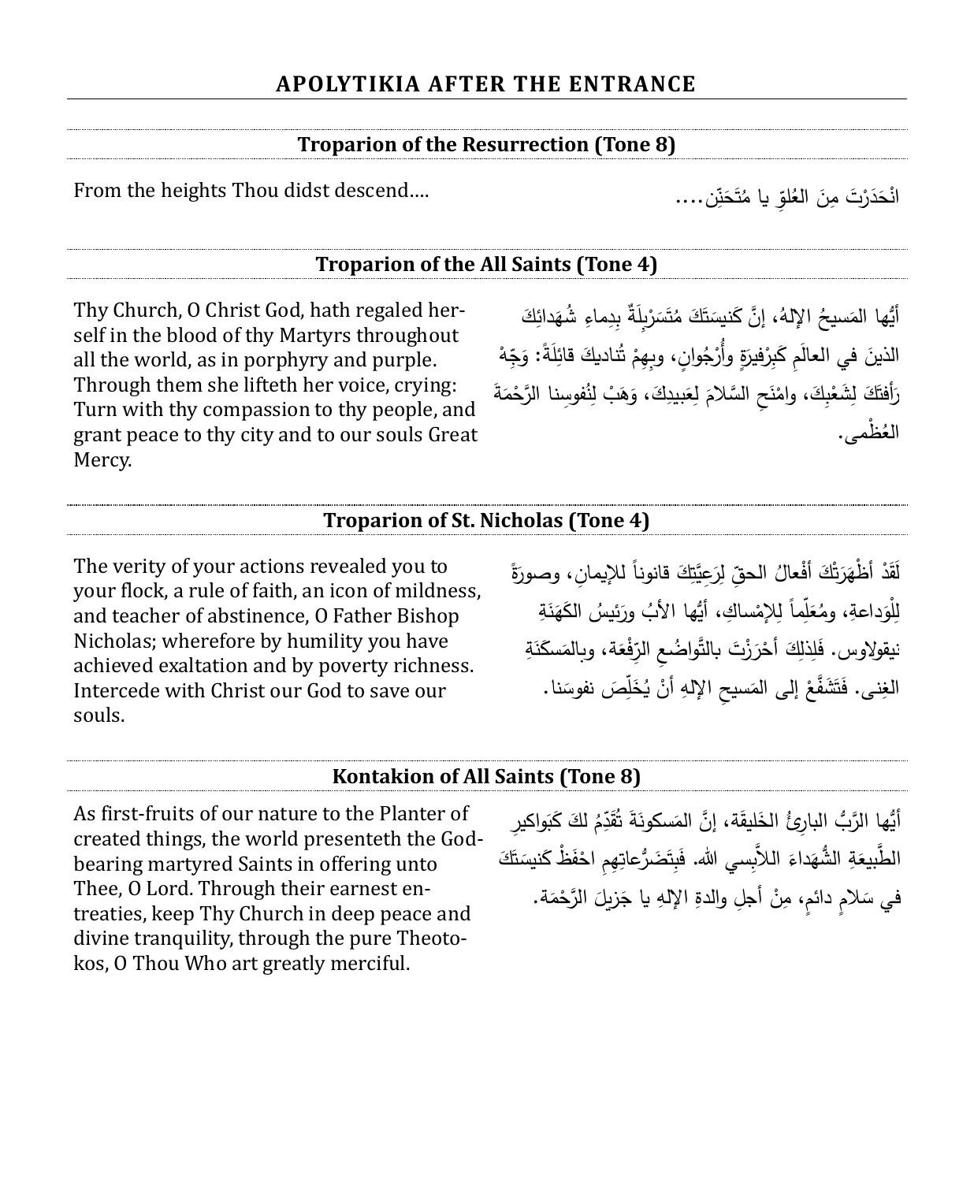## APOLYTIKIA AFTER THE ENTRANCE

### Troparion of the Resurrection (Tone 8)

From the heights Thou didst descend….

انْحَدَرْتَ مِنَ العُلوِّ يا مُتَحَنِّن….

### Troparion of the All Saints (Tone 4)

Thy Church, O Christ God, hath regaled herself in the blood of thy Martyrs throughout all the world, as in porphyry and purple. Through them she lifteth her voice, crying: Turn with thy compassion to thy people, and grant peace to thy city and to our souls Great Mercy.

أيُّها المَسيحُ الإلهُ، إنَّ كَنيسَتَكَ مُتَسَرْبِلَةٌ بِدِماءِ شُهَدائِكَ الذينَ في العالَمِ كَبِرْفيرَةٍ وأُرْجُوانٍ، وبِهِمْ تُناديكَ قائِلَةً: وَجِّهْ رَأفتَكَ لِشَعْبِكَ، وامْنَحِ السَّلامَ لِعَبيدِكَ، وَهَبْ لِنُفوسِنا الرَّحْمَةَ العُظْمى.

### Troparion of St. Nicholas (Tone 4)

The verity of your actions revealed you to your flock, a rule of faith, an icon of mildness, and teacher of abstinence, O Father Bishop Nicholas; wherefore by humility you have achieved exaltation and by poverty richness. Intercede with Christ our God to save our souls.

لَقَدْ أظْهَرَتْكَ أفْعالُ الحقِّ لِرَعِيَّتِكَ قانوناً للإيمانِ، وصورَةً لِلْوَداعةِ، ومُعَلِّماً لِلإمْساكِ، أيُّها الأبُ ورَئِيسُ الكَهَنَةِ نيقولاوس. فَلِذلِكَ أحْرَزْتَ بالتَّواضُعِ الرِّفْعَة، وبالمَسكَنَةِ الغِنى. فَتَشَفَّعْ إلى المَسيحِ الإلهِ أنْ يُخَلِّصَ نفوسَنا.

### Kontakion of All Saints (Tone 8)

As first-fruits of our nature to the Planter of created things, the world presenteth the God-bearing martyred Saints in offering unto Thee, O Lord. Through their earnest entreaties, keep Thy Church in deep peace and divine tranquility, through the pure Theotokos, O Thou Who art greatly merciful.

أيُّها الرَّبُّ البارِئُ الخَليقَة، إنَّ المَسكونَةَ تُقَدِّمُ لكَ كَبَواكيرِ الطَّبيعَةِ الشُّهَداءَ اللاَّبِسي الله. فَبِتَضَرُّعاتِهِم احْفَظْ كَنيسَتَكَ في سَلامٍ دائمٍ، مِنْ أجلِ والدةِ الإلهِ يا جَزيلَ الرَّحْمَة.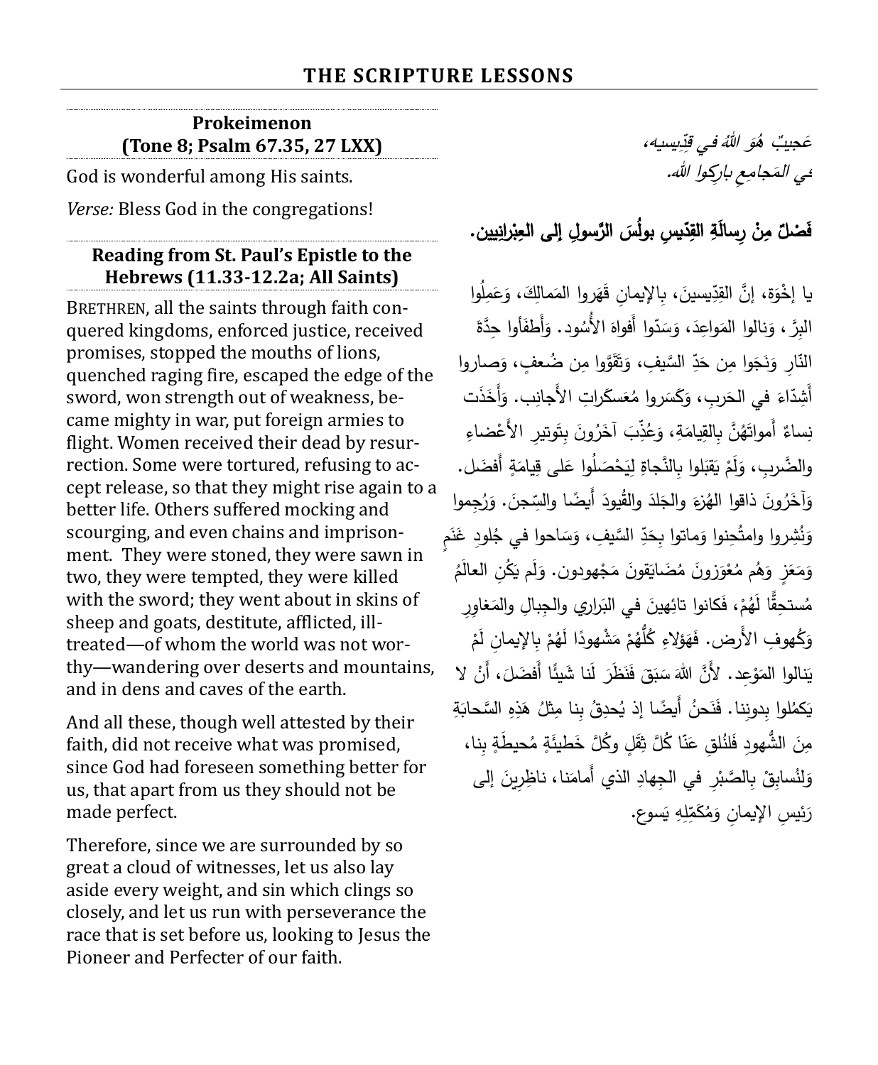## THE SCRIPTURE LESSONS

**Prokeimenon**
**(Tone 8; Psalm 67.35, 27 LXX)**

God is wonderful among His saints.

*Verse:* Bless God in the congregations!

*عَجيبٌ هُوَ اللهُ في قِدّيسيه،*
*في المَجامِعِ بارِكوا الله.*

**Reading from St. Paul's Epistle to the Hebrews (11.33-12.2a; All Saints)**

BRETHREN, all the saints through faith conquered kingdoms, enforced justice, received promises, stopped the mouths of lions, quenched raging fire, escaped the edge of the sword, won strength out of weakness, became mighty in war, put foreign armies to flight. Women received their dead by resurrection. Some were tortured, refusing to accept release, so that they might rise again to a better life. Others suffered mocking and scourging, and even chains and imprisonment. They were stoned, they were sawn in two, they were tempted, they were killed with the sword; they went about in skins of sheep and goats, destitute, afflicted, ill-treated—of whom the world was not worthy—wandering over deserts and mountains, and in dens and caves of the earth.

And all these, though well attested by their faith, did not receive what was promised, since God had foreseen something better for us, that apart from us they should not be made perfect.

Therefore, since we are surrounded by so great a cloud of witnesses, let us also lay aside every weight, and sin which clings so closely, and let us run with perseverance the race that is set before us, looking to Jesus the Pioneer and Perfecter of our faith.

**فَصْلٌ مِنْ رِسالَةِ القِدّيسِ بولُسَ الرَّسولِ إلى العِبْرانِيين.**

يا إخْوَة، إنَّ القِدّيسينَ، بِالإيمانِ قَهَروا المَمالِكَ، وَعَمِلُوا البِرَّ، وَنالوا المَواعِدَ، وَسَدّوا أَفواهَ الأُسُود. وَأَطفَأوا حِدَّةَ النّارِ وَنَجَوا مِن حَدِّ السَّيفِ، وَتَقَوَّوا مِن ضُعفٍ، وَصاروا أَشِدّاءَ في الحَربِ، وَكَسَروا مُعَسكَراتِ الأَجانِب. وَأَخَذَت نِساءٌ أَمواتَهُنَّ بِالقِيامَةِ، وَعُذِّبَ آخَرُونَ بِتَوتيرِ الأَعْضاءِ والضَّربِ، وَلَمْ يَقبَلوا بِالنَّجاةِ لِيَحْصَلُوا عَلى قِيامَةٍ أَفضَل. وَآخَرُونَ ذاقوا الهُزءَ والجَلدَ والقُيودَ أَيضًا والسِّجنَ. وَرُجِموا وَنُشِروا وامتُحِنوا وَماتوا بِحَدِّ السَّيفِ، وَسَاحوا في جُلودِ غَنَمٍ وَمَعَزٍ وَهُم مُعْوَزونَ مُضَايَقونَ مَجْهودون. وَلَم يَكُنِ العالَمُ مُستحِقًّا لَهُمْ، فَكانوا تائِهينَ في البَراري والجِبالِ والمَغاوِرِ وَكُهوفِ الأَرض. فَهَؤلاءِ كُلُّهُمْ مَشْهودًا لَهُمْ بِالإيمانِ لَمْ يَنالوا المَوْعِد. لأَنَّ اللهَ سَبَقَ فَنَظَرَ لَنا شَيئًا أَفضَلَ، أَنْ لا يَكمُلوا بِدونِنا. فَنَحنُ أَيضًا إذ يُحدِقُ بِنا مِثلُ هَذِهِ السَّحابَةِ مِنَ الشُّهودِ فَلنُلقِ عَنّا كُلَّ ثِقَلٍ وكُلَّ خَطيئَةٍ مُحيطَةٍ بِنا، وَلنُسابِقْ بِالصَّبْرِ في الجِهادِ الذي أَمامَنا، ناظِرِينَ إلى رَئيسِ الإيمانِ وَمُكَمِّلِهِ يَسوع.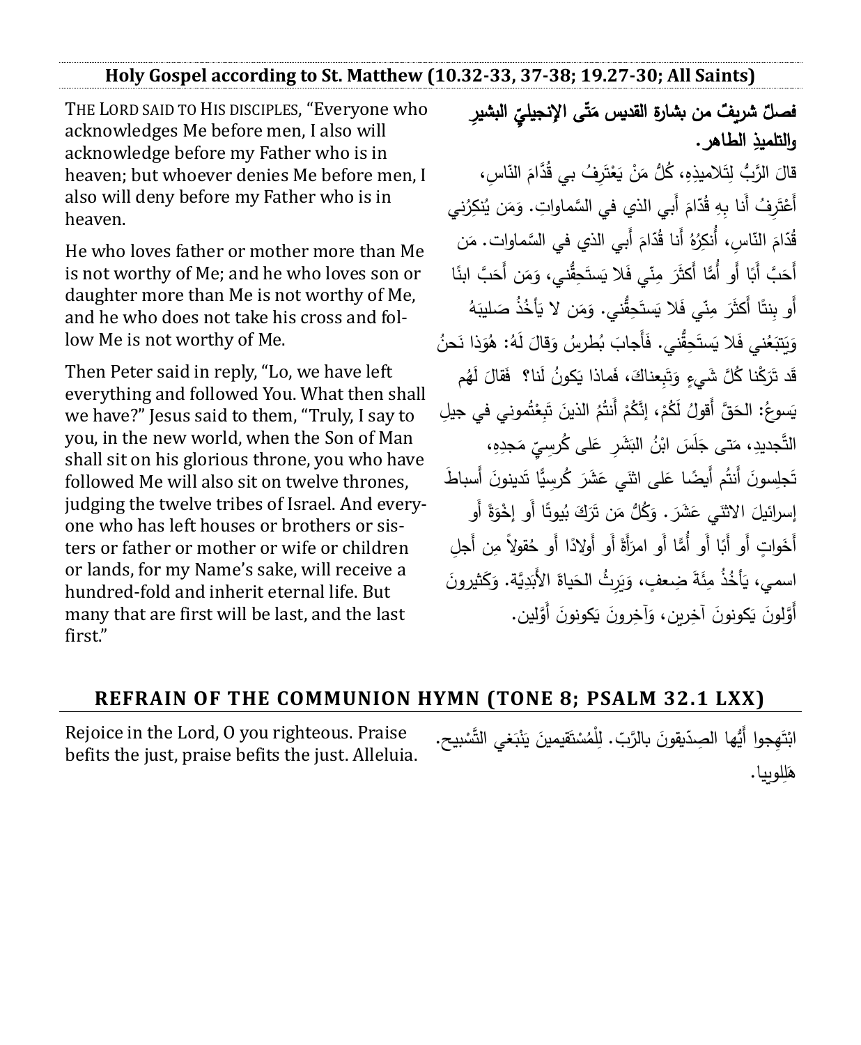## Holy Gospel according to St. Matthew (10.32-33, 37-38; 19.27-30; All Saints)

THE LORD SAID TO HIS DISCIPLES, "Everyone who acknowledges Me before men, I also will acknowledge before my Father who is in heaven; but whoever denies Me before men, I also will deny before my Father who is in heaven.

He who loves father or mother more than Me is not worthy of Me; and he who loves son or daughter more than Me is not worthy of Me, and he who does not take his cross and follow Me is not worthy of Me.

Then Peter said in reply, "Lo, we have left everything and followed You. What then shall we have?" Jesus said to them, "Truly, I say to you, in the new world, when the Son of Man shall sit on his glorious throne, you who have followed Me will also sit on twelve thrones, judging the twelve tribes of Israel. And everyone who has left houses or brothers or sisters or father or mother or wife or children or lands, for my Name's sake, will receive a hundred-fold and inherit eternal life. But many that are first will be last, and the last first."

**فصلٌ شريفٌ من بشارة القديس مَتّى الإنجيليِّ البشيرِ والتلميذِ الطاهر.**

قالَ الرَّبُّ لِتَلاميذِهِ، كُلُّ مَنْ يَعْتَرِفُ بي قُدَّامَ النّاسِ، أَعْتَرِفُ أَنا بِهِ قُدّامَ أَبي الذي في السَّماواتِ. وَمَن يُنكِرُني قُدّامَ النّاسِ، أُنكِرُهُ أَنا قُدّامَ أَبي الذي في السَّماوات. مَن أَحَبَّ أَبًا أَو أُمًّا أَكثَرَ مِنّي فَلا يَستَحِقُّني، وَمَن أَحَبَّ ابنًا أَو بِنتًا أَكثَرَ مِنّي فَلا يَستَحِقُّني. وَمَن لا يَأْخُذُ صَليبَهُ وَيَتبَعُني فَلا يَستَحِقُّني. فَأَجابَ بُطرسُ وَقالَ لَهُ: هُوَذا نَحنُ قَد تَرَكْنا كُلَّ شَيءٍ وَتَبِعناكَ، فَماذا يَكونُ لَنا؟ فَقالَ لَهُم يَسوعُ: الحَقَّ أَقولُ لَكُمْ، إِنَّكُمْ أَنتُمُ الذينَ تَبِعْتُموني في جيلِ التَّجديدِ، مَتى جَلَسَ ابْنُ البَشَرِ عَلى كُرسِيِّ مَجدِهِ، تَجلِسونَ أَنتُم أَيضًا عَلى اثنَي عَشَرَ كُرسِيًّا تَدينونَ أَسباطَ إسرائيلَ الاثنَي عَشَرَ. وَكُلُّ مَن تَرَكَ بُيوتًا أَو إِخْوَةً أَو أَخَواتٍ أَو أَبًا أَو أُمًّا أَو امرَأَةً أَو أَولادًا أَو حُقولاً مِن أَجلِ اسمي، يَأْخُذُ مِئَةَ ضِعفٍ، وَيَرِثُ الحَياةَ الأَبَدِيَّة. وَكَثيرونَ أَوَّلونَ يَكونونَ آخِرين، وَآخِرونَ يَكونونَ أَوَّلين.

## REFRAIN OF THE COMMUNION HYMN (TONE 8; PSALM 32.1 LXX)

Rejoice in the Lord, O you righteous. Praise befits the just, praise befits the just. Alleluia.

ابْتَهِجوا أَيُّها الصِدّيقونَ بالرَّبّ. لِلْمُسْتَقيمينَ يَنْبَغي التَّسْبيح. هَلِلوييا.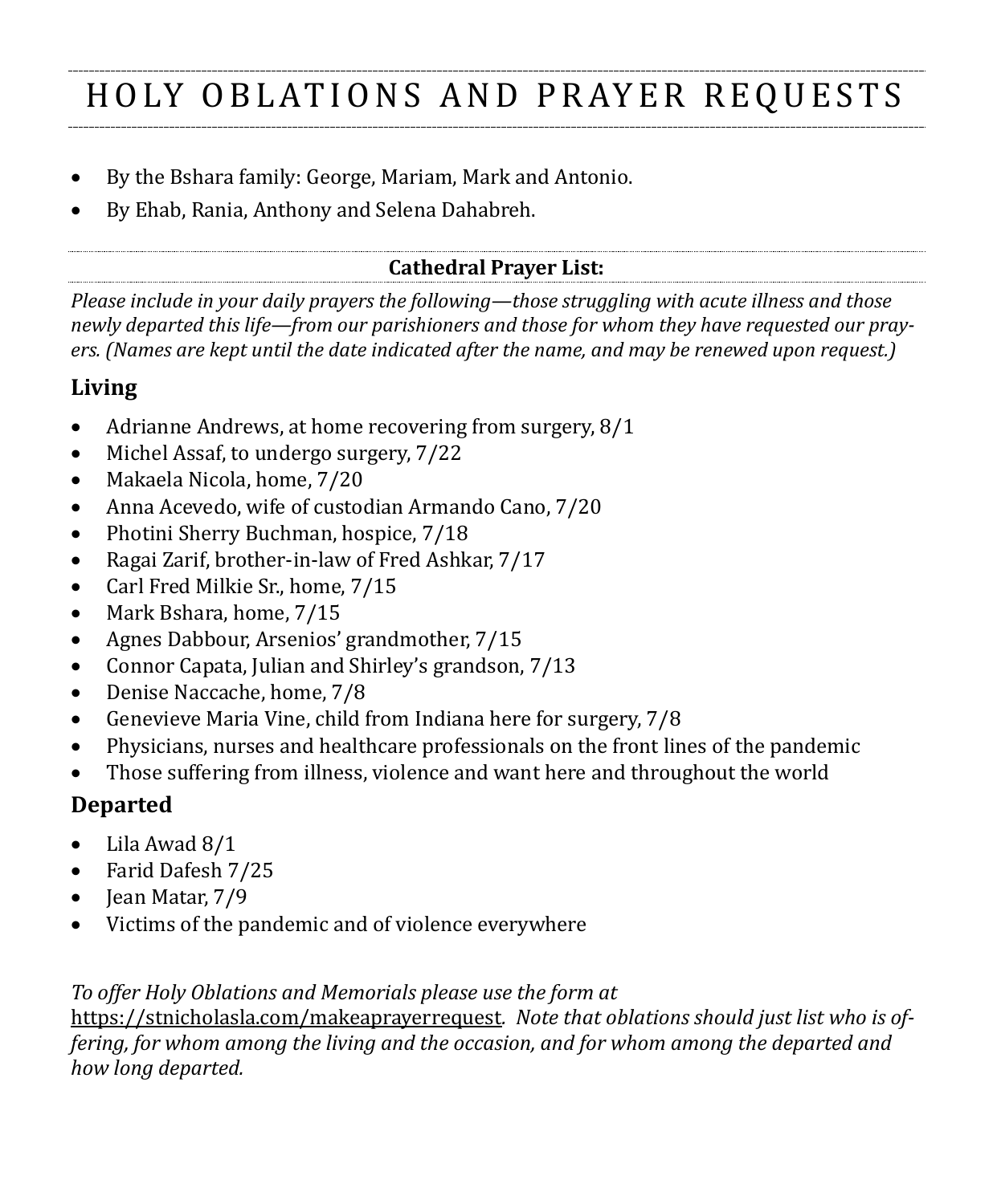# HOLY OBLATIONS AND PRAYER REQUESTS

- By the Bshara family: George, Mariam, Mark and Antonio.
- By Ehab, Rania, Anthony and Selena Dahabreh.

**Cathedral Prayer List:**

*Please include in your daily prayers the following—those struggling with acute illness and those newly departed this life—from our parishioners and those for whom they have requested our prayers. (Names are kept until the date indicated after the name, and may be renewed upon request.)*

## Living

- Adrianne Andrews, at home recovering from surgery, 8/1
- Michel Assaf, to undergo surgery, 7/22
- Makaela Nicola, home, 7/20
- Anna Acevedo, wife of custodian Armando Cano, 7/20
- Photini Sherry Buchman, hospice, 7/18
- Ragai Zarif, brother-in-law of Fred Ashkar, 7/17
- Carl Fred Milkie Sr., home, 7/15
- Mark Bshara, home, 7/15
- Agnes Dabbour, Arsenios' grandmother, 7/15
- Connor Capata, Julian and Shirley's grandson, 7/13
- Denise Naccache, home, 7/8
- Genevieve Maria Vine, child from Indiana here for surgery, 7/8
- Physicians, nurses and healthcare professionals on the front lines of the pandemic
- Those suffering from illness, violence and want here and throughout the world

## Departed

- Lila Awad 8/1
- Farid Dafesh 7/25
- Jean Matar, 7/9
- Victims of the pandemic and of violence everywhere

*To offer Holy Oblations and Memorials please use the form at* https://stnicholasla.com/makeaprayerrequest*. Note that oblations should just list who is offering, for whom among the living and the occasion, and for whom among the departed and how long departed.*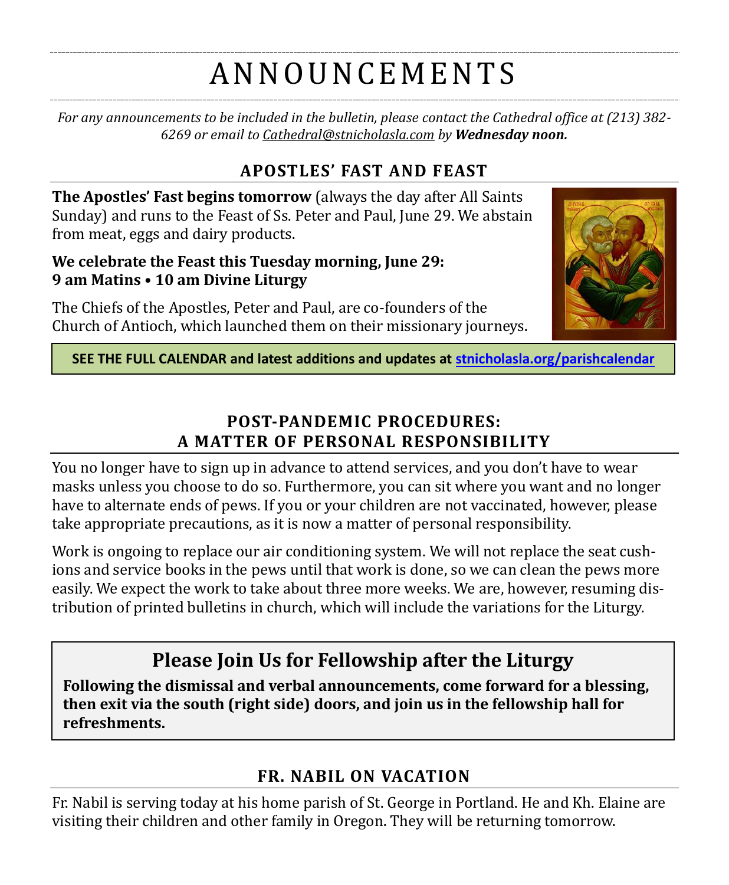# ANNOUNCEMENTS

*For any announcements to be included in the bulletin, please contact the Cathedral office at (213) 382-6269 or email to Cathedral@stnicholasla.com by* ***Wednesday noon.***

## APOSTLES' FAST AND FEAST

**The Apostles' Fast begins tomorrow** (always the day after All Saints Sunday) and runs to the Feast of Ss. Peter and Paul, June 29. We abstain from meat, eggs and dairy products.

**We celebrate the Feast this Tuesday morning, June 29:**
**9 am Matins • 10 am Divine Liturgy**

The Chiefs of the Apostles, Peter and Paul, are co-founders of the Church of Antioch, which launched them on their missionary journeys.

**SEE THE FULL CALENDAR and latest additions and updates at stnicholasla.org/parishcalendar**

## POST-PANDEMIC PROCEDURES: A MATTER OF PERSONAL RESPONSIBILITY

You no longer have to sign up in advance to attend services, and you don't have to wear masks unless you choose to do so. Furthermore, you can sit where you want and no longer have to alternate ends of pews. If you or your children are not vaccinated, however, please take appropriate precautions, as it is now a matter of personal responsibility.

Work is ongoing to replace our air conditioning system. We will not replace the seat cushions and service books in the pews until that work is done, so we can clean the pews more easily. We expect the work to take about three more weeks. We are, however, resuming distribution of printed bulletins in church, which will include the variations for the Liturgy.

## Please Join Us for Fellowship after the Liturgy

**Following the dismissal and verbal announcements, come forward for a blessing, then exit via the south (right side) doors, and join us in the fellowship hall for refreshments.**

## FR. NABIL ON VACATION

Fr. Nabil is serving today at his home parish of St. George in Portland. He and Kh. Elaine are visiting their children and other family in Oregon. They will be returning tomorrow.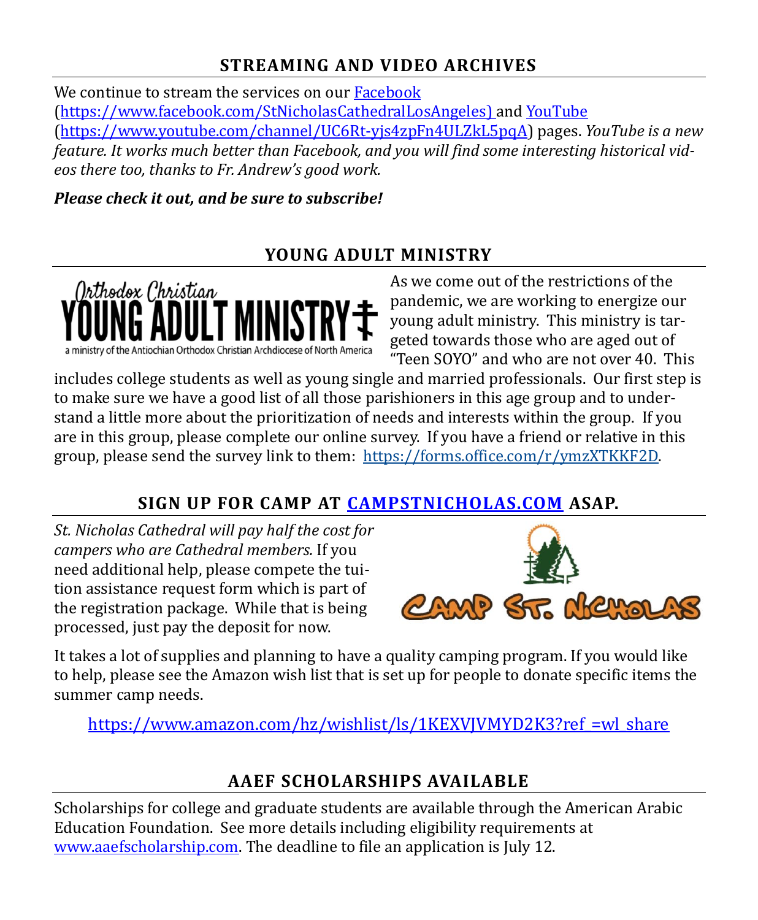## STREAMING AND VIDEO ARCHIVES

We continue to stream the services on our Facebook (https://www.facebook.com/StNicholasCathedralLosAngeles) and YouTube (https://www.youtube.com/channel/UC6Rt-yjs4zpFn4ULZkL5pqA) pages. *YouTube is a new feature. It works much better than Facebook, and you will find some interesting historical videos there too, thanks to Fr. Andrew's good work.*

***Please check it out, and be sure to subscribe!***

## YOUNG ADULT MINISTRY

As we come out of the restrictions of the pandemic, we are working to energize our young adult ministry. This ministry is targeted towards those who are aged out of "Teen SOYO" and who are not over 40. This includes college students as well as young single and married professionals. Our first step is to make sure we have a good list of all those parishioners in this age group and to understand a little more about the prioritization of needs and interests within the group. If you are in this group, please complete our online survey. If you have a friend or relative in this group, please send the survey link to them: https://forms.office.com/r/ymzXTKKF2D.

## SIGN UP FOR CAMP AT CAMPSTNICHOLAS.COM ASAP.

*St. Nicholas Cathedral will pay half the cost for campers who are Cathedral members.* If you need additional help, please compete the tuition assistance request form which is part of the registration package. While that is being processed, just pay the deposit for now.

It takes a lot of supplies and planning to have a quality camping program. If you would like to help, please see the Amazon wish list that is set up for people to donate specific items the summer camp needs.

https://www.amazon.com/hz/wishlist/ls/1KEXVJVMYD2K3?ref_=wl_share

## AAEF SCHOLARSHIPS AVAILABLE

Scholarships for college and graduate students are available through the American Arabic Education Foundation. See more details including eligibility requirements at www.aaefscholarship.com. The deadline to file an application is July 12.